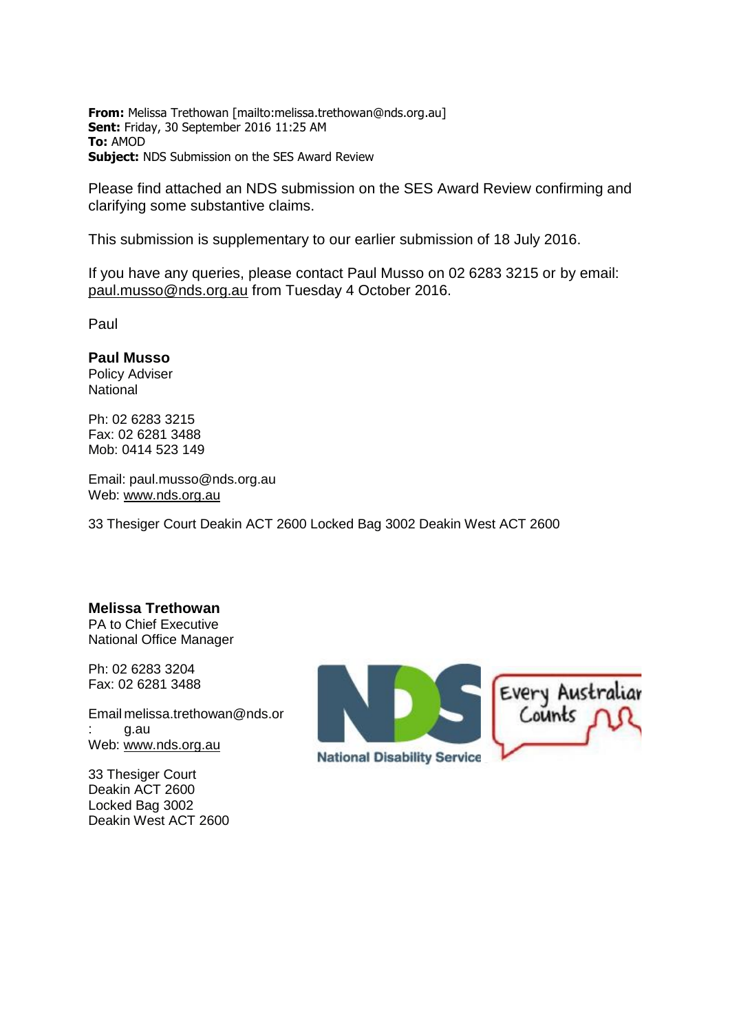**From:** Melissa Trethowan [mailto:melissa.trethowan@nds.org.au]
**Sent:** Friday, 30 September 2016 11:25 AM
**To:** AMOD
**Subject:** NDS Submission on the SES Award Review

Please find attached an NDS submission on the SES Award Review confirming and clarifying some substantive claims.

This submission is supplementary to our earlier submission of 18 July 2016.

If you have any queries, please contact Paul Musso on 02 6283 3215 or by email: paul.musso@nds.org.au from Tuesday 4 October 2016.

Paul

**Paul Musso**
Policy Adviser
National

Ph: 02 6283 3215
Fax: 02 6281 3488
Mob: 0414 523 149

Email: paul.musso@nds.org.au
Web: www.nds.org.au

33 Thesiger Court Deakin ACT 2600 Locked Bag 3002 Deakin West ACT 2600

**Melissa Trethowan**
PA to Chief Executive
National Office Manager

Ph: 02 6283 3204
Fax: 02 6281 3488

Email: melissa.trethowan@nds.org.au
Web: www.nds.org.au

33 Thesiger Court
Deakin ACT 2600
Locked Bag 3002
Deakin West ACT 2600

NDS National Disability Service — Every Australian Counts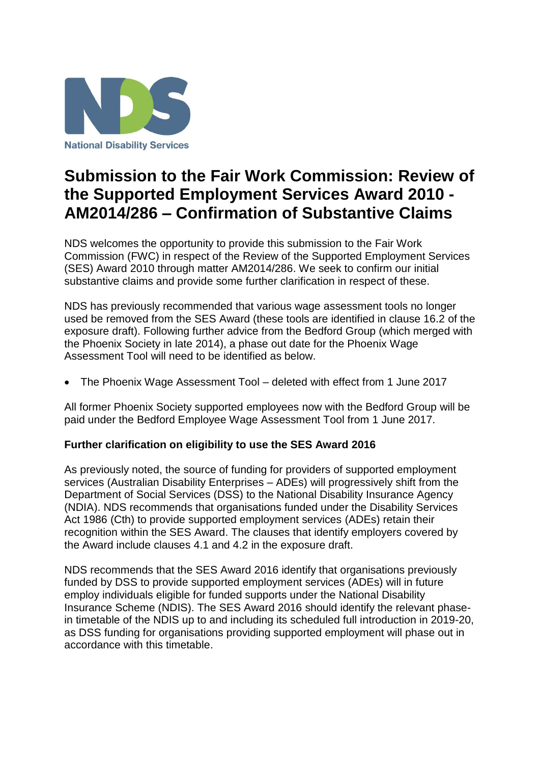National Disability Services

# Submission to the Fair Work Commission: Review of the Supported Employment Services Award 2010 - AM2014/286 – Confirmation of Substantive Claims

NDS welcomes the opportunity to provide this submission to the Fair Work Commission (FWC) in respect of the Review of the Supported Employment Services (SES) Award 2010 through matter AM2014/286. We seek to confirm our initial substantive claims and provide some further clarification in respect of these.

NDS has previously recommended that various wage assessment tools no longer used be removed from the SES Award (these tools are identified in clause 16.2 of the exposure draft). Following further advice from the Bedford Group (which merged with the Phoenix Society in late 2014), a phase out date for the Phoenix Wage Assessment Tool will need to be identified as below.

- The Phoenix Wage Assessment Tool – deleted with effect from 1 June 2017

All former Phoenix Society supported employees now with the Bedford Group will be paid under the Bedford Employee Wage Assessment Tool from 1 June 2017.

**Further clarification on eligibility to use the SES Award 2016**

As previously noted, the source of funding for providers of supported employment services (Australian Disability Enterprises – ADEs) will progressively shift from the Department of Social Services (DSS) to the National Disability Insurance Agency (NDIA). NDS recommends that organisations funded under the Disability Services Act 1986 (Cth) to provide supported employment services (ADEs) retain their recognition within the SES Award. The clauses that identify employers covered by the Award include clauses 4.1 and 4.2 in the exposure draft.

NDS recommends that the SES Award 2016 identify that organisations previously funded by DSS to provide supported employment services (ADEs) will in future employ individuals eligible for funded supports under the National Disability Insurance Scheme (NDIS). The SES Award 2016 should identify the relevant phase-in timetable of the NDIS up to and including its scheduled full introduction in 2019-20, as DSS funding for organisations providing supported employment will phase out in accordance with this timetable.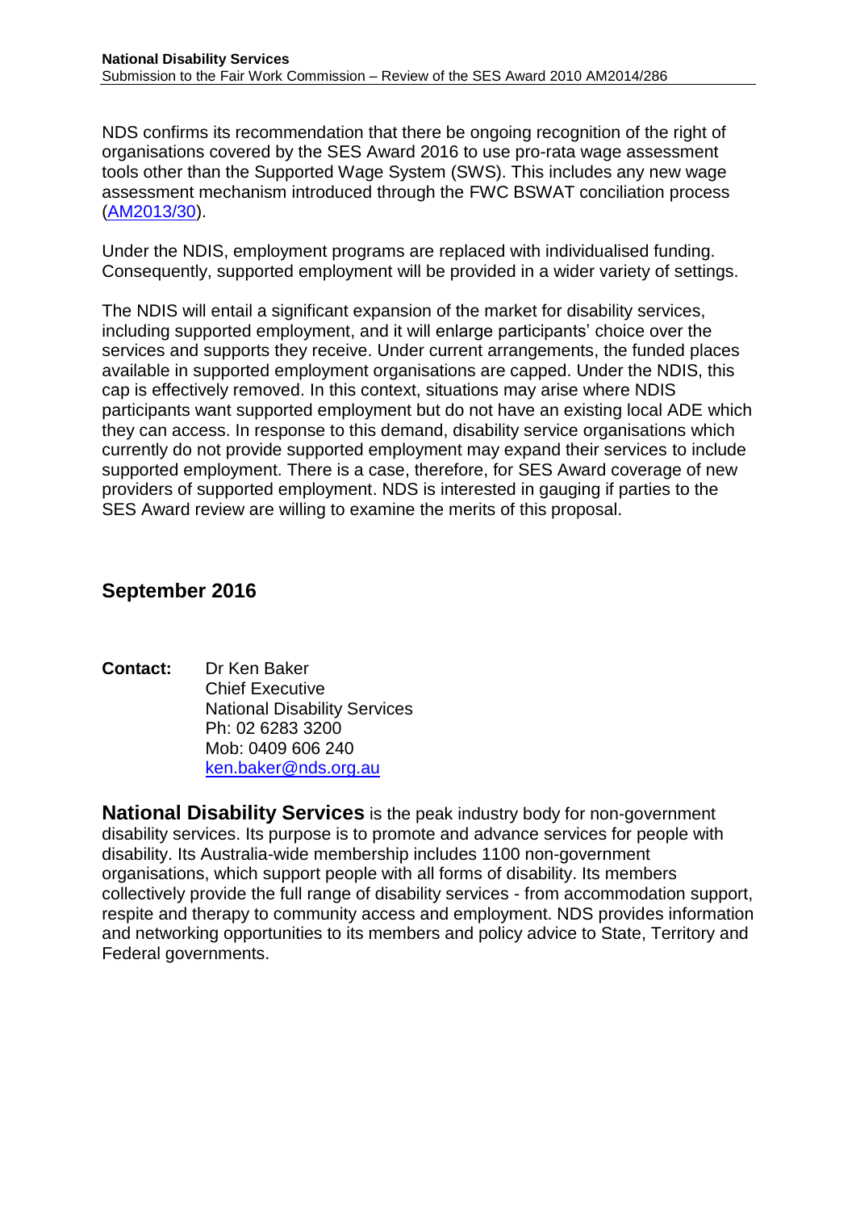NDS confirms its recommendation that there be ongoing recognition of the right of organisations covered by the SES Award 2016 to use pro-rata wage assessment tools other than the Supported Wage System (SWS). This includes any new wage assessment mechanism introduced through the FWC BSWAT conciliation process ([AM2013/30](AM2013/30)).

Under the NDIS, employment programs are replaced with individualised funding. Consequently, supported employment will be provided in a wider variety of settings.

The NDIS will entail a significant expansion of the market for disability services, including supported employment, and it will enlarge participants' choice over the services and supports they receive. Under current arrangements, the funded places available in supported employment organisations are capped. Under the NDIS, this cap is effectively removed. In this context, situations may arise where NDIS participants want supported employment but do not have an existing local ADE which they can access. In response to this demand, disability service organisations which currently do not provide supported employment may expand their services to include supported employment. There is a case, therefore, for SES Award coverage of new providers of supported employment. NDS is interested in gauging if parties to the SES Award review are willing to examine the merits of this proposal.

## September 2016

**Contact:** Dr Ken Baker
Chief Executive
National Disability Services
Ph: 02 6283 3200
Mob: 0409 606 240
[ken.baker@nds.org.au](mailto:ken.baker@nds.org.au)

**National Disability Services** is the peak industry body for non-government disability services. Its purpose is to promote and advance services for people with disability. Its Australia-wide membership includes 1100 non-government organisations, which support people with all forms of disability. Its members collectively provide the full range of disability services - from accommodation support, respite and therapy to community access and employment. NDS provides information and networking opportunities to its members and policy advice to State, Territory and Federal governments.